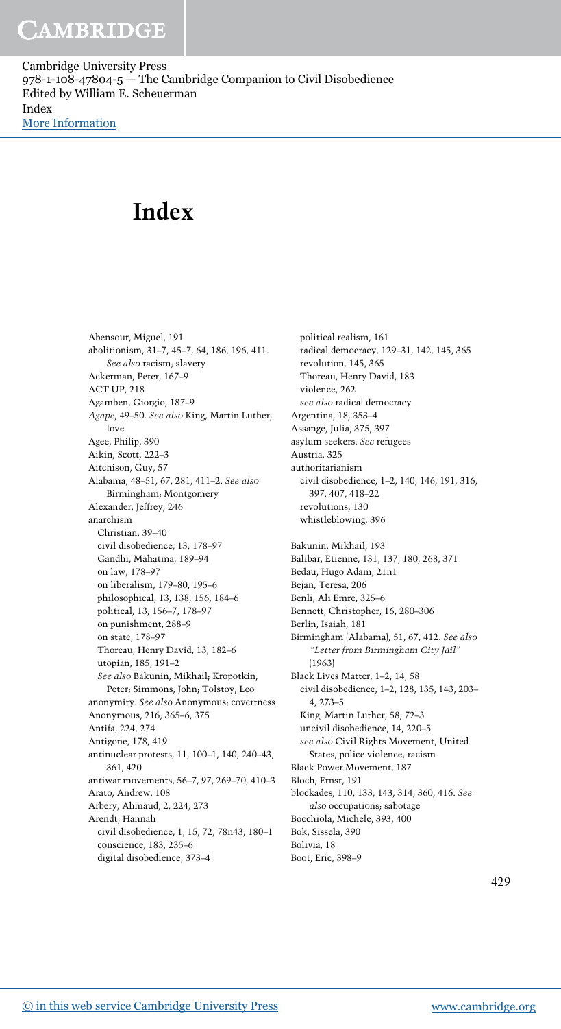# Index

Abensour, Miguel, 191
abolitionism, 31–7, 45–7, 64, 186, 196, 411. *See also* racism; slavery
Ackerman, Peter, 167–9
ACT UP, 218
Agamben, Giorgio, 187–9
*Agape*, 49–50. *See also* King, Martin Luther; love
Agee, Philip, 390
Aikin, Scott, 222–3
Aitchison, Guy, 57
Alabama, 48–51, 67, 281, 411–2. *See also* Birmingham; Montgomery
Alexander, Jeffrey, 246
anarchism
  Christian, 39–40
  civil disobedience, 13, 178–97
  Gandhi, Mahatma, 189–94
  on law, 178–97
  on liberalism, 179–80, 195–6
  philosophical, 13, 138, 156, 184–6
  political, 13, 156–7, 178–97
  on punishment, 288–9
  on state, 178–97
  Thoreau, Henry David, 13, 182–6
  utopian, 185, 191–2
  *See also* Bakunin, Mikhail; Kropotkin, Peter; Simmons, John; Tolstoy, Leo
anonymity. *See also* Anonymous; covertness
Anonymous, 216, 365–6, 375
Antifa, 224, 274
Antigone, 178, 419
antinuclear protests, 11, 100–1, 140, 240–43, 361, 420
antiwar movements, 56–7, 97, 269–70, 410–3
Arato, Andrew, 108
Arbery, Ahmaud, 2, 224, 273
Arendt, Hannah
  civil disobedience, 1, 15, 72, 78n43, 180–1
  conscience, 183, 235–6
  digital disobedience, 373–4
  political realism, 161
  radical democracy, 129–31, 142, 145, 365
  revolution, 145, 365
  Thoreau, Henry David, 183
  violence, 262
  *see also* radical democracy
Argentina, 18, 353–4
Assange, Julia, 375, 397
asylum seekers. *See* refugees
Austria, 325
authoritarianism
  civil disobedience, 1–2, 140, 146, 191, 316, 397, 407, 418–22
  revolutions, 130
  whistleblowing, 396

Bakunin, Mikhail, 193
Balibar, Etienne, 131, 137, 180, 268, 371
Bedau, Hugo Adam, 21n1
Bejan, Teresa, 206
Benli, Ali Emre, 325–6
Bennett, Christopher, 16, 280–306
Berlin, Isaiah, 181
Birmingham (Alabama), 51, 67, 412. *See also "Letter from Birmingham City Jail"* (1963)
Black Lives Matter, 1–2, 14, 58
  civil disobedience, 1–2, 128, 135, 143, 203–4, 273–5
  King, Martin Luther, 58, 72–3
  uncivil disobedience, 14, 220–5
  *see also* Civil Rights Movement, United States; police violence; racism
Black Power Movement, 187
Bloch, Ernst, 191
blockades, 110, 133, 143, 314, 360, 416. *See also* occupations; sabotage
Bocchiola, Michele, 393, 400
Bok, Sissela, 390
Bolivia, 18
Boot, Eric, 398–9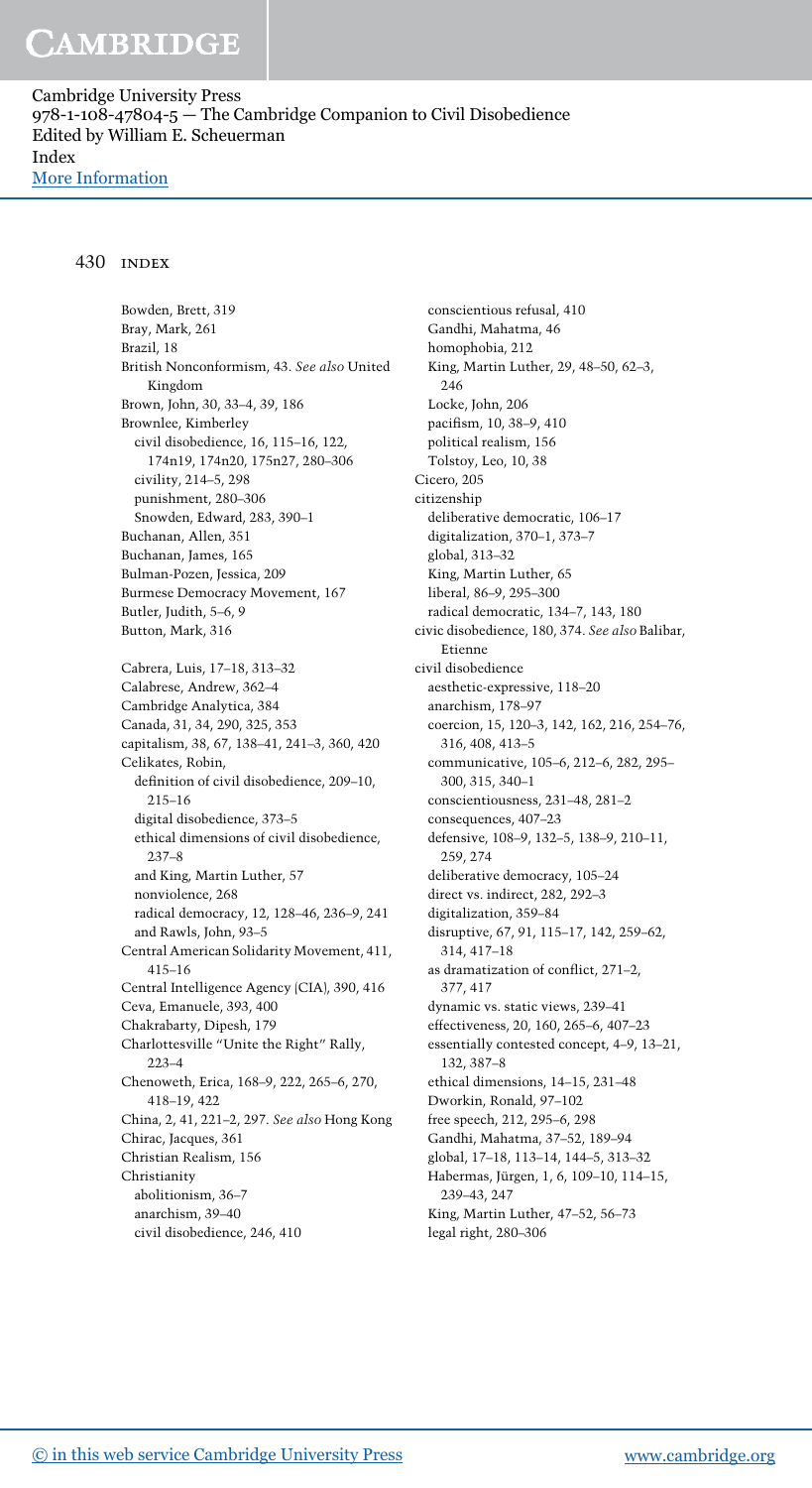Bowden, Brett, 319
Bray, Mark, 261
Brazil, 18
British Nonconformism, 43. *See also* United Kingdom
Brown, John, 30, 33–4, 39, 186
Brownlee, Kimberley
  civil disobedience, 16, 115–16, 122, 174n19, 174n20, 175n27, 280–306
  civility, 214–5, 298
  punishment, 280–306
  Snowden, Edward, 283, 390–1
Buchanan, Allen, 351
Buchanan, James, 165
Bulman-Pozen, Jessica, 209
Burmese Democracy Movement, 167
Butler, Judith, 5–6, 9
Button, Mark, 316

Cabrera, Luis, 17–18, 313–32
Calabrese, Andrew, 362–4
Cambridge Analytica, 384
Canada, 31, 34, 290, 325, 353
capitalism, 38, 67, 138–41, 241–3, 360, 420
Celikates, Robin,
  definition of civil disobedience, 209–10, 215–16
  digital disobedience, 373–5
  ethical dimensions of civil disobedience, 237–8
  and King, Martin Luther, 57
  nonviolence, 268
  radical democracy, 12, 128–46, 236–9, 241
  and Rawls, John, 93–5
Central American Solidarity Movement, 411, 415–16
Central Intelligence Agency (CIA), 390, 416
Ceva, Emanuele, 393, 400
Chakrabarty, Dipesh, 179
Charlottesville "Unite the Right" Rally, 223–4
Chenoweth, Erica, 168–9, 222, 265–6, 270, 418–19, 422
China, 2, 41, 221–2, 297. *See also* Hong Kong
Chirac, Jacques, 361
Christian Realism, 156
Christianity
  abolitionism, 36–7
  anarchism, 39–40
  civil disobedience, 246, 410
  conscientious refusal, 410
  Gandhi, Mahatma, 46
  homophobia, 212
  King, Martin Luther, 29, 48–50, 62–3, 246
  Locke, John, 206
  pacifism, 10, 38–9, 410
  political realism, 156
  Tolstoy, Leo, 10, 38
Cicero, 205
citizenship
  deliberative democratic, 106–17
  digitalization, 370–1, 373–7
  global, 313–32
  King, Martin Luther, 65
  liberal, 86–9, 295–300
  radical democratic, 134–7, 143, 180
civic disobedience, 180, 374. *See also* Balibar, Etienne
civil disobedience
  aesthetic-expressive, 118–20
  anarchism, 178–97
  coercion, 15, 120–3, 142, 162, 216, 254–76, 316, 408, 413–5
  communicative, 105–6, 212–6, 282, 295–300, 315, 340–1
  conscientiousness, 231–48, 281–2
  consequences, 407–23
  defensive, 108–9, 132–5, 138–9, 210–11, 259, 274
  deliberative democracy, 105–24
  direct vs. indirect, 282, 292–3
  digitalization, 359–84
  disruptive, 67, 91, 115–17, 142, 259–62, 314, 417–18
  as dramatization of conflict, 271–2, 377, 417
  dynamic vs. static views, 239–41
  effectiveness, 20, 160, 265–6, 407–23
  essentially contested concept, 4–9, 13–21, 132, 387–8
  ethical dimensions, 14–15, 231–48
  Dworkin, Ronald, 97–102
  free speech, 212, 295–6, 298
  Gandhi, Mahatma, 37–52, 189–94
  global, 17–18, 113–14, 144–5, 313–32
  Habermas, Jürgen, 1, 6, 109–10, 114–15, 239–43, 247
  King, Martin Luther, 47–52, 56–73
  legal right, 280–306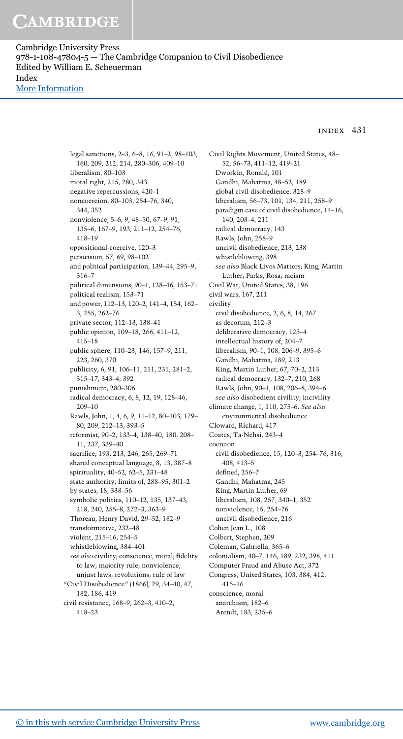- legal sanctions, 2–3, 6–8, 16, 91–2, 98–103, 160, 209, 212, 214, 280–306, 409–10
- liberalism, 80–103
- moral right, 215, 280, 343
- negative repercussions, 420–1
- noncoercion, 80–103, 254–76, 340, 344, 352
- nonviolence, 5–6, 9, 48–50, 67–9, 91, 135–6, 167–9, 193, 211–12, 254–76, 418–19
- oppositional-coercive, 120–3
- persuasion, 57, 69, 98–102
- and political participation, 139–44, 295–9, 316–7
- political dimensions, 90–1, 128–46, 153–71
- political realism, 153–71
- and power, 112–13, 120–2, 141–4, 154, 162–3, 255, 262–76
- private sector, 112–13, 138–41
- public opinion, 109–18, 266, 411–12, 415–18
- public sphere, 110–23, 146, 157–9, 211, 223, 260, 370
- publicity, 6, 91, 106–11, 211, 231, 281–2, 315–17, 343–4, 392
- punishment, 280–306
- radical democracy, 6, 8, 12, 19, 128–46, 209–10
- Rawls, John, 1, 4, 6, 9, 11–12, 80–103, 179–80, 209, 212–13, 393–5
- reformist, 90–2, 133–4, 138–40, 180, 208–11, 237, 339–40
- sacrifice, 193, 213, 246, 265, 269–71
- shared conceptual language, 8, 13, 387–8
- spirituality, 40–52, 62–5, 231–48
- state authority, limits of, 288–95, 301–2
- by states, 18, 338–56
- symbolic politics, 110–12, 135, 137–43, 218, 240, 255–8, 272–3, 363–9
- Thoreau, Henry David, 29–52, 182–9
- transformative, 232–48
- violent, 215–16, 254–5
- whistleblowing, 384–401
- *see also* civility; conscience, moral; fidelity to law; majority rule; nonviolence; unjust laws; revolutions; rule of law

"Civil Disobedience" (1866), 29, 34–40, 47, 182, 186, 419

civil resistance, 168–9, 262–3, 410–2, 418–23

Civil Rights Movement, United States, 48–52, 56–73, 411–12, 419–21
- Dworkin, Ronald, 101
- Gandhi, Mahatma, 48–52, 189
- global civil disobedience, 328–9
- liberalism, 56–73, 101, 134, 211, 258–9
- paradigm case of civil disobedience, 14–16, 140, 203–4, 211
- radical democracy, 143
- Rawls, John, 258–9
- uncivil disobedience, 213, 238
- whistleblowing, 398
- *see also* Black Lives Matters; King, Martin Luther; Parks, Rosa; racism

Civil War, United States, 38, 196

civil wars, 167, 211

civility
- civil disobedience, 2, 6, 8, 14, 267
- as decorum, 212–3
- deliberative democracy, 123–4
- intellectual history of, 204–7
- liberalism, 90–1, 108, 206–9, 395–6
- Gandhi, Mahatma, 189, 213
- King, Martin Luther, 67, 70–2, 213
- radical democracy, 132–7, 210, 268
- Rawls, John, 90–1, 108, 206–8, 394–6
- *see also* disobedient civility; incivility

climate change, 1, 110, 275–6. *See also* environmental disobedience

Cloward, Richard, 417

Coates, Ta-Nehsi, 243–4

coercion
- civil disobedience, 15, 120–3, 254–76, 316, 408, 413–5
- defined, 256–7
- Gandhi, Mahatma, 245
- King, Martin Luther, 69
- liberalism, 108, 257, 340–1, 352
- nonviolence, 15, 254–76
- uncivil disobedience, 216

Cohen Jean L., 108

Colbert, Stephen, 209

Coleman, Gabriella, 365–6

colonialism, 40–7, 146, 189, 232, 398, 411

Computer Fraud and Abuse Act, 372

Congress, United States, 103, 384, 412, 415–16

conscience, moral
- anarchism, 182–6
- Arendt, 183, 235–6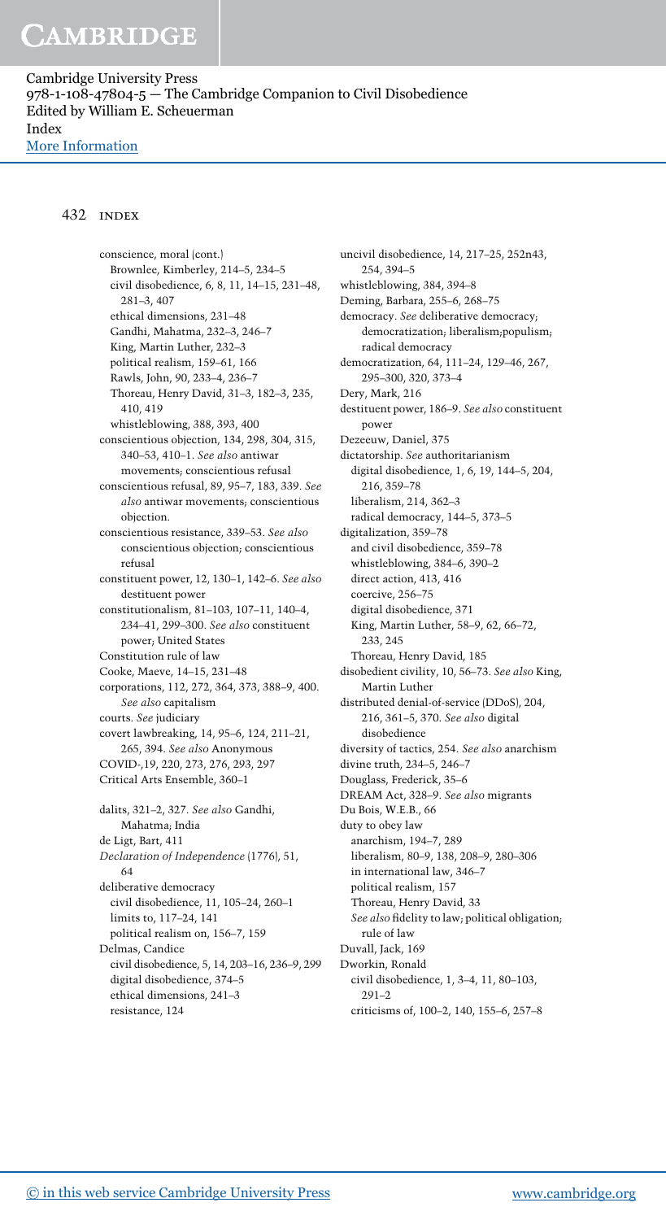conscience, moral (cont.)
  Brownlee, Kimberley, 214–5, 234–5
  civil disobedience, 6, 8, 11, 14–15, 231–48, 281–3, 407
  ethical dimensions, 231–48
  Gandhi, Mahatma, 232–3, 246–7
  King, Martin Luther, 232–3
  political realism, 159–61, 166
  Rawls, John, 90, 233–4, 236–7
  Thoreau, Henry David, 31–3, 182–3, 235, 410, 419
  whistleblowing, 388, 393, 400
conscientious objection, 134, 298, 304, 315, 340–53, 410–1. *See also* antiwar movements; conscientious refusal
conscientious refusal, 89, 95–7, 183, 339. *See also* antiwar movements; conscientious objection.
conscientious resistance, 339–53. *See also* conscientious objection; conscientious refusal
constituent power, 12, 130–1, 142–6. *See also* destituent power
constitutionalism, 81–103, 107–11, 140–4, 234–41, 299–300. *See also* constituent power; United States
Constitution rule of law
Cooke, Maeve, 14–15, 231–48
corporations, 112, 272, 364, 373, 388–9, 400. *See also* capitalism
courts. *See* judiciary
covert lawbreaking, 14, 95–6, 124, 211–21, 265, 394. *See also* Anonymous
COVID-,19, 220, 273, 276, 293, 297
Critical Arts Ensemble, 360–1

dalits, 321–2, 327. *See also* Gandhi, Mahatma; India
de Ligt, Bart, 411
*Declaration of Independence* (1776), 51, 64
deliberative democracy
  civil disobedience, 11, 105–24, 260–1
  limits to, 117–24, 141
  political realism on, 156–7, 159
Delmas, Candice
  civil disobedience, 5, 14, 203–16, 236–9, 299
  digital disobedience, 374–5
  ethical dimensions, 241–3
  resistance, 124
uncivil disobedience, 14, 217–25, 252n43, 254, 394–5
whistleblowing, 384, 394–8
Deming, Barbara, 255–6, 268–75
democracy. *See* deliberative democracy; democratization; liberalism;populism; radical democracy
democratization, 64, 111–24, 129–46, 267, 295–300, 320, 373–4
Dery, Mark, 216
destituent power, 186–9. *See also* constituent power
Dezeeuw, Daniel, 375
dictatorship. *See* authoritarianism
  digital disobedience, 1, 6, 19, 144–5, 204, 216, 359–78
  liberalism, 214, 362–3
  radical democracy, 144–5, 373–5
digitalization, 359–78
  and civil disobedience, 359–78
  whistleblowing, 384–6, 390–2
  direct action, 413, 416
  coercive, 256–75
  digital disobedience, 371
  King, Martin Luther, 58–9, 62, 66–72, 233, 245
  Thoreau, Henry David, 185
disobedient civility, 10, 56–73. *See also* King, Martin Luther
distributed denial-of-service (DDoS), 204, 216, 361–5, 370. *See also* digital disobedience
diversity of tactics, 254. *See also* anarchism
divine truth, 234–5, 246–7
Douglass, Frederick, 35–6
DREAM Act, 328–9. *See also* migrants
Du Bois, W.E.B., 66
duty to obey law
  anarchism, 194–7, 289
  liberalism, 80–9, 138, 208–9, 280–306
  in international law, 346–7
  political realism, 157
  Thoreau, Henry David, 33
  *See also* fidelity to law; political obligation; rule of law
Duvall, Jack, 169
Dworkin, Ronald
  civil disobedience, 1, 3–4, 11, 80–103, 291–2
  criticisms of, 100–2, 140, 155–6, 257–8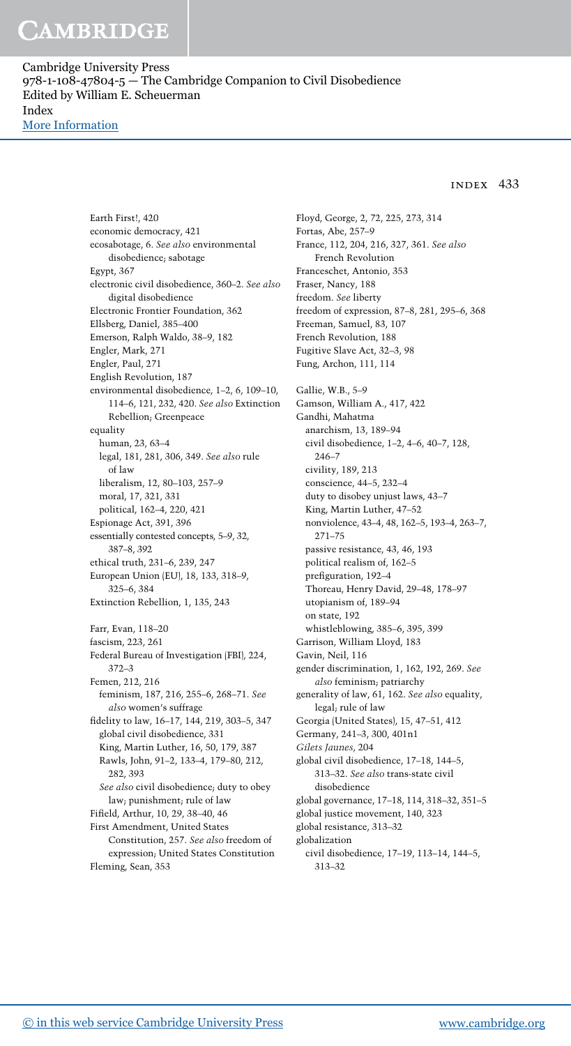Earth First!, 420
economic democracy, 421
ecosabotage, 6. *See also* environmental disobedience; sabotage
Egypt, 367
electronic civil disobedience, 360–2. *See also* digital disobedience
Electronic Frontier Foundation, 362
Ellsberg, Daniel, 385–400
Emerson, Ralph Waldo, 38–9, 182
Engler, Mark, 271
Engler, Paul, 271
English Revolution, 187
environmental disobedience, 1–2, 6, 109–10, 114–6, 121, 232, 420. *See also* Extinction Rebellion; Greenpeace
equality
  human, 23, 63–4
  legal, 181, 281, 306, 349. *See also* rule of law
  liberalism, 12, 80–103, 257–9
  moral, 17, 321, 331
  political, 162–4, 220, 421
Espionage Act, 391, 396
essentially contested concepts, 5–9, 32, 387–8, 392
ethical truth, 231–6, 239, 247
European Union (EU), 18, 133, 318–9, 325–6, 384
Extinction Rebellion, 1, 135, 243

Farr, Evan, 118–20
fascism, 223, 261
Federal Bureau of Investigation (FBI), 224, 372–3
Femen, 212, 216
feminism, 187, 216, 255–6, 268–71. *See also* women's suffrage
fidelity to law, 16–17, 144, 219, 303–5, 347
  global civil disobedience, 331
  King, Martin Luther, 16, 50, 179, 387
  Rawls, John, 91–2, 133–4, 179–80, 212, 282, 393
  *See also* civil disobedience; duty to obey law; punishment; rule of law
Fifield, Arthur, 10, 29, 38–40, 46
First Amendment, United States Constitution, 257. *See also* freedom of expression; United States Constitution
Fleming, Sean, 353
Floyd, George, 2, 72, 225, 273, 314
Fortas, Abe, 257–9
France, 112, 204, 216, 327, 361. *See also* French Revolution
Franceschet, Antonio, 353
Fraser, Nancy, 188
freedom. *See* liberty
freedom of expression, 87–8, 281, 295–6, 368
Freeman, Samuel, 83, 107
French Revolution, 188
Fugitive Slave Act, 32–3, 98
Fung, Archon, 111, 114

Gallie, W.B., 5–9
Gamson, William A., 417, 422
Gandhi, Mahatma
  anarchism, 13, 189–94
  civil disobedience, 1–2, 4–6, 40–7, 128, 246–7
  civility, 189, 213
  conscience, 44–5, 232–4
  duty to disobey unjust laws, 43–7
  King, Martin Luther, 47–52
  nonviolence, 43–4, 48, 162–5, 193–4, 263–7, 271–75
  passive resistance, 43, 46, 193
  political realism of, 162–5
  prefiguration, 192–4
  Thoreau, Henry David, 29–48, 178–97
  utopianism of, 189–94
  on state, 192
  whistleblowing, 385–6, 395, 399
Garrison, William Lloyd, 183
Gavin, Neil, 116
gender discrimination, 1, 162, 192, 269. *See also* feminism; patriarchy
generality of law, 61, 162. *See also* equality, legal; rule of law
Georgia (United States), 15, 47–51, 412
Germany, 241–3, 300, 401n1
*Gilets Jaunes*, 204
global civil disobedience, 17–18, 144–5, 313–32. *See also* trans-state civil disobedience
global governance, 17–18, 114, 318–32, 351–5
global justice movement, 140, 323
global resistance, 313–32
globalization
  civil disobedience, 17–19, 113–14, 144–5, 313–32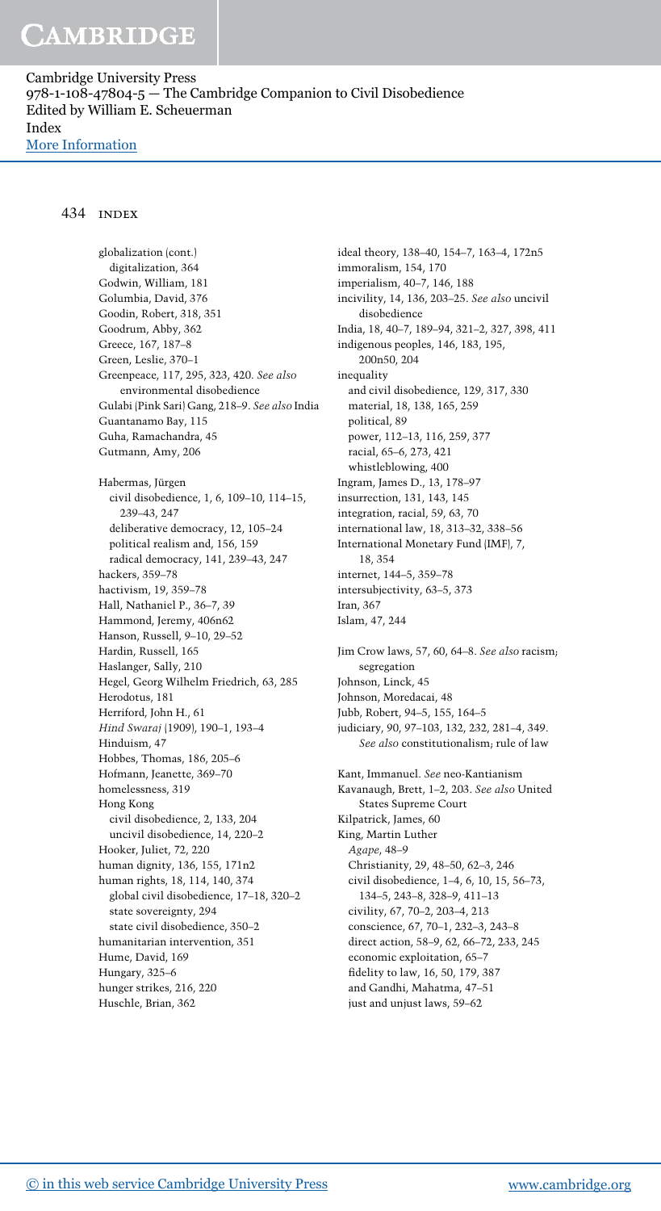globalization (cont.)
  digitalization, 364
Godwin, William, 181
Golumbia, David, 376
Goodin, Robert, 318, 351
Goodrum, Abby, 362
Greece, 167, 187–8
Green, Leslie, 370–1
Greenpeace, 117, 295, 323, 420. *See also* environmental disobedience
Gulabi (Pink Sari) Gang, 218–9. *See also* India
Guantanamo Bay, 115
Guha, Ramachandra, 45
Gutmann, Amy, 206

Habermas, Jürgen
  civil disobedience, 1, 6, 109–10, 114–15, 239–43, 247
  deliberative democracy, 12, 105–24
  political realism and, 156, 159
  radical democracy, 141, 239–43, 247
hackers, 359–78
hactivism, 19, 359–78
Hall, Nathaniel P., 36–7, 39
Hammond, Jeremy, 406n62
Hanson, Russell, 9–10, 29–52
Hardin, Russell, 165
Haslanger, Sally, 210
Hegel, Georg Wilhelm Friedrich, 63, 285
Herodotus, 181
Herriford, John H., 61
*Hind Swaraj* (1909), 190–1, 193–4
Hinduism, 47
Hobbes, Thomas, 186, 205–6
Hofmann, Jeanette, 369–70
homelessness, 319
Hong Kong
  civil disobedience, 2, 133, 204
  uncivil disobedience, 14, 220–2
Hooker, Juliet, 72, 220
human dignity, 136, 155, 171n2
human rights, 18, 114, 140, 374
  global civil disobedience, 17–18, 320–2
  state sovereignty, 294
  state civil disobedience, 350–2
humanitarian intervention, 351
Hume, David, 169
Hungary, 325–6
hunger strikes, 216, 220
Huschle, Brian, 362

ideal theory, 138–40, 154–7, 163–4, 172n5
immoralism, 154, 170
imperialism, 40–7, 146, 188
incivility, 14, 136, 203–25. *See also* uncivil disobedience
India, 18, 40–7, 189–94, 321–2, 327, 398, 411
indigenous peoples, 146, 183, 195, 200n50, 204
inequality
  and civil disobedience, 129, 317, 330
  material, 18, 138, 165, 259
  political, 89
  power, 112–13, 116, 259, 377
  racial, 65–6, 273, 421
  whistleblowing, 400
Ingram, James D., 13, 178–97
insurrection, 131, 143, 145
integration, racial, 59, 63, 70
international law, 18, 313–32, 338–56
International Monetary Fund (IMF), 7, 18, 354
internet, 144–5, 359–78
intersubjectivity, 63–5, 373
Iran, 367
Islam, 47, 244

Jim Crow laws, 57, 60, 64–8. *See also* racism; segregation
Johnson, Linck, 45
Johnson, Moredacai, 48
Jubb, Robert, 94–5, 155, 164–5
judiciary, 90, 97–103, 132, 232, 281–4, 349. *See also* constitutionalism; rule of law

Kant, Immanuel. *See* neo-Kantianism
Kavanaugh, Brett, 1–2, 203. *See also* United States Supreme Court
Kilpatrick, James, 60
King, Martin Luther
  *Agape*, 48–9
  Christianity, 29, 48–50, 62–3, 246
  civil disobedience, 1–4, 6, 10, 15, 56–73, 134–5, 243–8, 328–9, 411–13
  civility, 67, 70–2, 203–4, 213
  conscience, 67, 70–1, 232–3, 243–8
  direct action, 58–9, 62, 66–72, 233, 245
  economic exploitation, 65–7
  fidelity to law, 16, 50, 179, 387
  and Gandhi, Mahatma, 47–51
  just and unjust laws, 59–62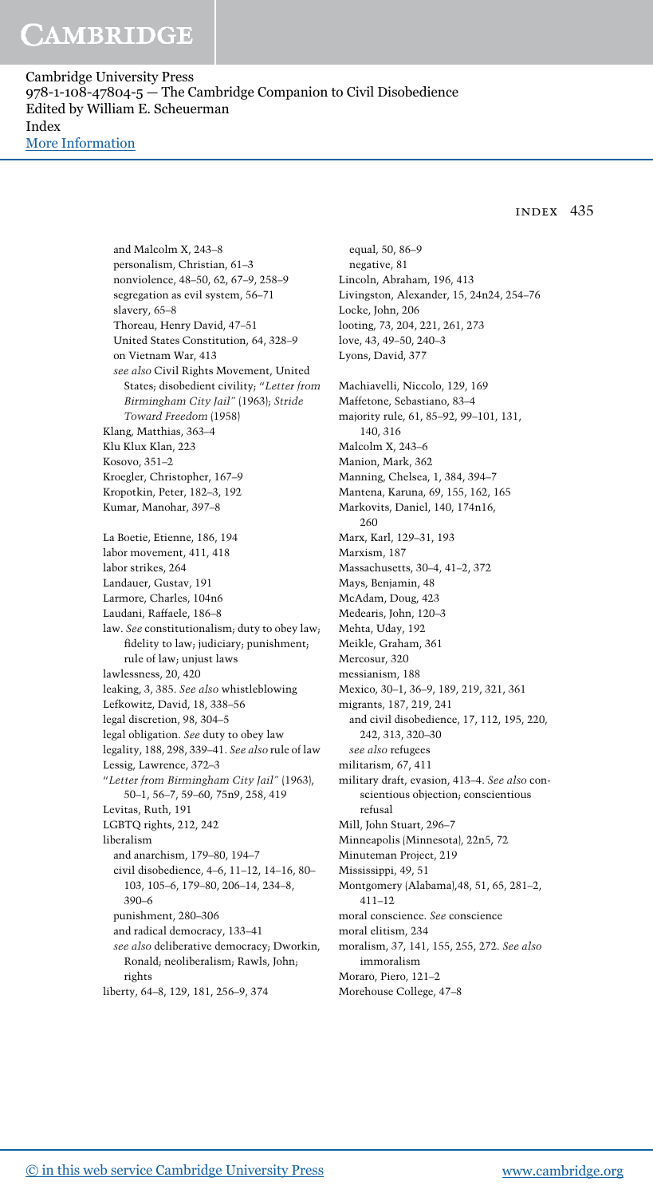and Malcolm X, 243–8
personalism, Christian, 61–3
nonviolence, 48–50, 62, 67–9, 258–9
segregation as evil system, 56–71
slavery, 65–8
Thoreau, Henry David, 47–51
United States Constitution, 64, 328–9
on Vietnam War, 413
*see also* Civil Rights Movement, United States; disobedient civility; "*Letter from Birmingham City Jail*" (1963); *Stride Toward Freedom* (1958)
Klang, Matthias, 363–4
Klu Klux Klan, 223
Kosovo, 351–2
Kroegler, Christopher, 167–9
Kropotkin, Peter, 182–3, 192
Kumar, Manohar, 397–8

La Boetie, Etienne, 186, 194
labor movement, 411, 418
labor strikes, 264
Landauer, Gustav, 191
Larmore, Charles, 104n6
Laudani, Raffaele, 186–8
law. *See* constitutionalism; duty to obey law; fidelity to law; judiciary; punishment; rule of law; unjust laws
lawlessness, 20, 420
leaking, 3, 385. *See also* whistleblowing
Lefkowitz, David, 18, 338–56
legal discretion, 98, 304–5
legal obligation. *See* duty to obey law
legality, 188, 298, 339–41. *See also* rule of law
Lessig, Lawrence, 372–3
"*Letter from Birmingham City Jail*" (1963), 50–1, 56–7, 59–60, 75n9, 258, 419
Levitas, Ruth, 191
LGBTQ rights, 212, 242
liberalism
and anarchism, 179–80, 194–7
civil disobedience, 4–6, 11–12, 14–16, 80–103, 105–6, 179–80, 206–14, 234–8, 390–6
punishment, 280–306
and radical democracy, 133–41
*see also* deliberative democracy; Dworkin, Ronald; neoliberalism; Rawls, John; rights
liberty, 64–8, 129, 181, 256–9, 374
equal, 50, 86–9
negative, 81
Lincoln, Abraham, 196, 413
Livingston, Alexander, 15, 24n24, 254–76
Locke, John, 206
looting, 73, 204, 221, 261, 273
love, 43, 49–50, 240–3
Lyons, David, 377

Machiavelli, Niccolo, 129, 169
Maffetone, Sebastiano, 83–4
majority rule, 61, 85–92, 99–101, 131, 140, 316
Malcolm X, 243–6
Manion, Mark, 362
Manning, Chelsea, 1, 384, 394–7
Mantena, Karuna, 69, 155, 162, 165
Markovits, Daniel, 140, 174n16, 260
Marx, Karl, 129–31, 193
Marxism, 187
Massachusetts, 30–4, 41–2, 372
Mays, Benjamin, 48
McAdam, Doug, 423
Medearis, John, 120–3
Mehta, Uday, 192
Meikle, Graham, 361
Mercosur, 320
messianism, 188
Mexico, 30–1, 36–9, 189, 219, 321, 361
migrants, 187, 219, 241
and civil disobedience, 17, 112, 195, 220, 242, 313, 320–30
*see also* refugees
militarism, 67, 411
military draft, evasion, 413–4. *See also* conscientious objection; conscientious refusal
Mill, John Stuart, 296–7
Minneapolis (Minnesota), 22n5, 72
Minuteman Project, 219
Mississippi, 49, 51
Montgomery (Alabama),48, 51, 65, 281–2, 411–12
moral conscience. *See* conscience
moral elitism, 234
moralism, 37, 141, 155, 255, 272. *See also* immoralism
Moraro, Piero, 121–2
Morehouse College, 47–8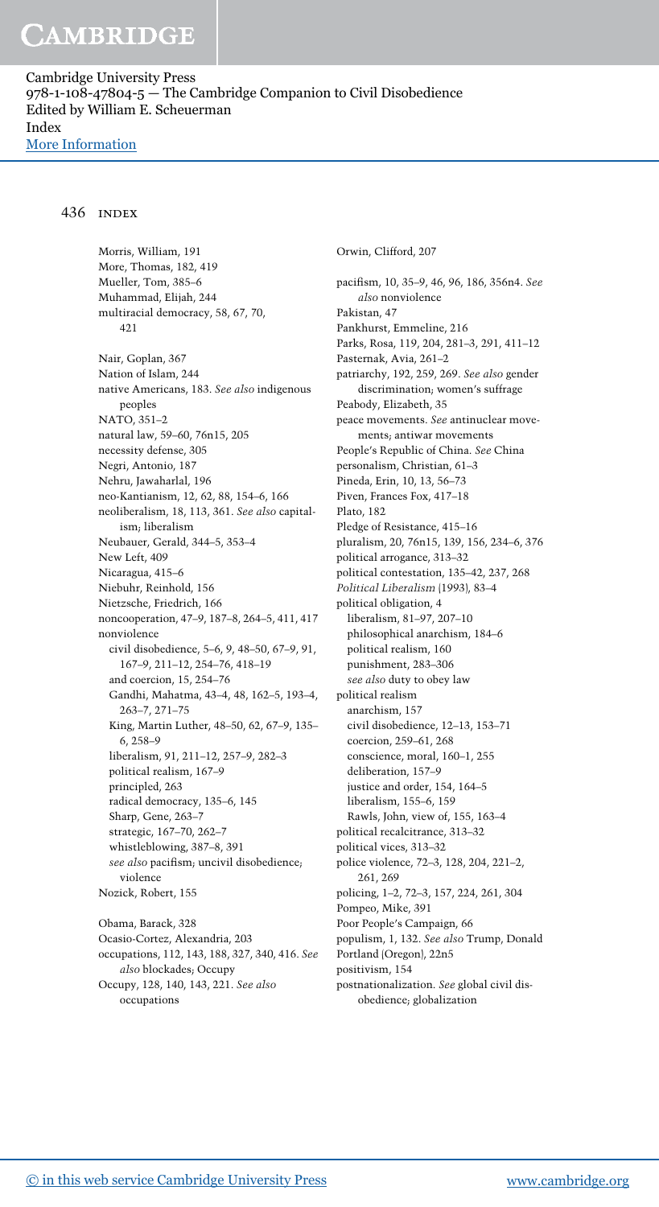Morris, William, 191
More, Thomas, 182, 419
Mueller, Tom, 385–6
Muhammad, Elijah, 244
multiracial democracy, 58, 67, 70, 421

Nair, Goplan, 367
Nation of Islam, 244
native Americans, 183. *See also* indigenous peoples
NATO, 351–2
natural law, 59–60, 76n15, 205
necessity defense, 305
Negri, Antonio, 187
Nehru, Jawaharlal, 196
neo-Kantianism, 12, 62, 88, 154–6, 166
neoliberalism, 18, 113, 361. *See also* capitalism; liberalism
Neubauer, Gerald, 344–5, 353–4
New Left, 409
Nicaragua, 415–6
Niebuhr, Reinhold, 156
Nietzsche, Friedrich, 166
noncooperation, 47–9, 187–8, 264–5, 411, 417
nonviolence
  civil disobedience, 5–6, 9, 48–50, 67–9, 91, 167–9, 211–12, 254–76, 418–19
  and coercion, 15, 254–76
  Gandhi, Mahatma, 43–4, 48, 162–5, 193–4, 263–7, 271–75
  King, Martin Luther, 48–50, 62, 67–9, 135–6, 258–9
  liberalism, 91, 211–12, 257–9, 282–3
  political realism, 167–9
  principled, 263
  radical democracy, 135–6, 145
  Sharp, Gene, 263–7
  strategic, 167–70, 262–7
  whistleblowing, 387–8, 391
  *see also* pacifism; uncivil disobedience; violence
Nozick, Robert, 155

Obama, Barack, 328
Ocasio-Cortez, Alexandria, 203
occupations, 112, 143, 188, 327, 340, 416. *See also* blockades; Occupy
Occupy, 128, 140, 143, 221. *See also* occupations

Orwin, Clifford, 207

pacifism, 10, 35–9, 46, 96, 186, 356n4. *See also* nonviolence
Pakistan, 47
Pankhurst, Emmeline, 216
Parks, Rosa, 119, 204, 281–3, 291, 411–12
Pasternak, Avia, 261–2
patriarchy, 192, 259, 269. *See also* gender discrimination; women's suffrage
Peabody, Elizabeth, 35
peace movements. *See* antinuclear movements; antiwar movements
People's Republic of China. *See* China
personalism, Christian, 61–3
Pineda, Erin, 10, 13, 56–73
Piven, Frances Fox, 417–18
Plato, 182
Pledge of Resistance, 415–16
pluralism, 20, 76n15, 139, 156, 234–6, 376
political arrogance, 313–32
political contestation, 135–42, 237, 268
*Political Liberalism* (1993), 83–4
political obligation, 4
  liberalism, 81–97, 207–10
  philosophical anarchism, 184–6
  political realism, 160
  punishment, 283–306
  *see also* duty to obey law
political realism
  anarchism, 157
  civil disobedience, 12–13, 153–71
  coercion, 259–61, 268
  conscience, moral, 160–1, 255
  deliberation, 157–9
  justice and order, 154, 164–5
  liberalism, 155–6, 159
  Rawls, John, view of, 155, 163–4
political recalcitrance, 313–32
political vices, 313–32
police violence, 72–3, 128, 204, 221–2, 261, 269
policing, 1–2, 72–3, 157, 224, 261, 304
Pompeo, Mike, 391
Poor People's Campaign, 66
populism, 1, 132. *See also* Trump, Donald
Portland (Oregon), 22n5
positivism, 154
postnationalization. *See* global civil disobedience; globalization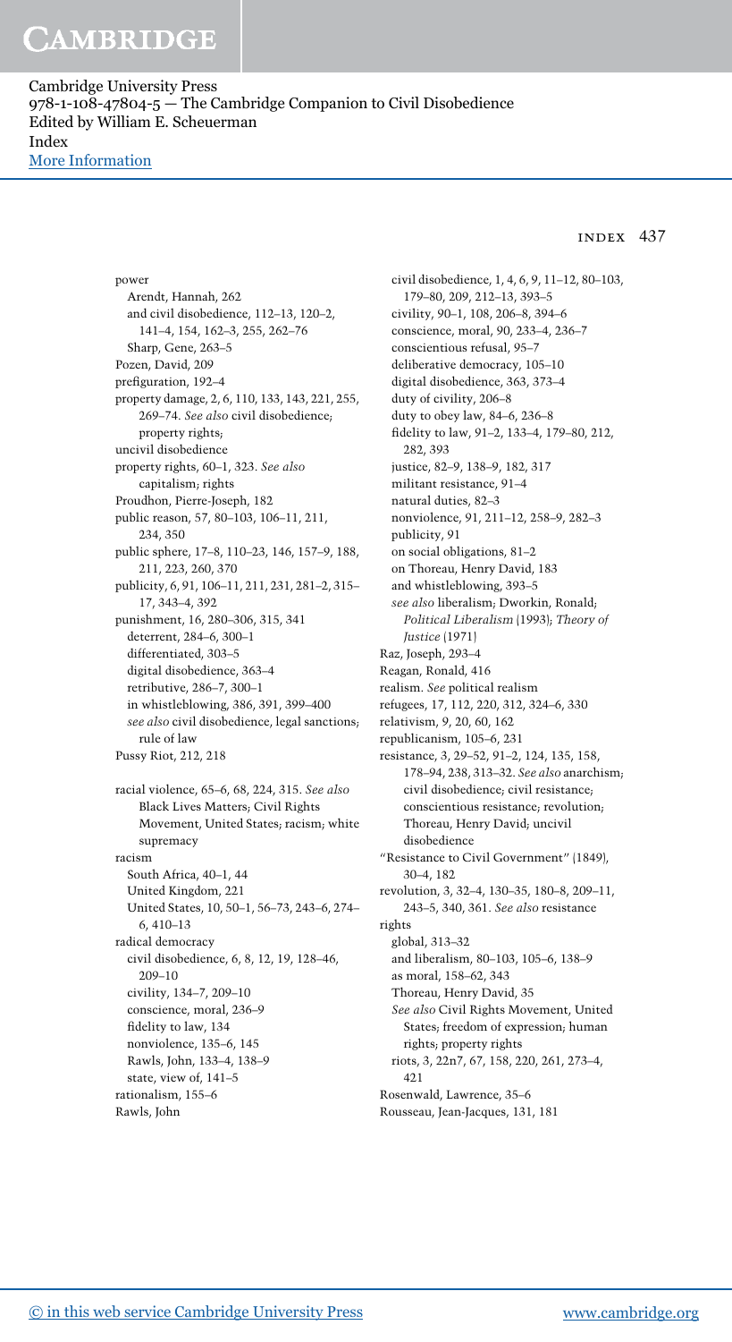power
  Arendt, Hannah, 262
  and civil disobedience, 112–13, 120–2, 141–4, 154, 162–3, 255, 262–76
  Sharp, Gene, 263–5
Pozen, David, 209
prefiguration, 192–4
property damage, 2, 6, 110, 133, 143, 221, 255, 269–74. *See also* civil disobedience; property rights; uncivil disobedience
property rights, 60–1, 323. *See also* capitalism; rights
Proudhon, Pierre-Joseph, 182
public reason, 57, 80–103, 106–11, 211, 234, 350
public sphere, 17–8, 110–23, 146, 157–9, 188, 211, 223, 260, 370
publicity, 6, 91, 106–11, 211, 231, 281–2, 315–17, 343–4, 392
punishment, 16, 280–306, 315, 341
  deterrent, 284–6, 300–1
  differentiated, 303–5
  digital disobedience, 363–4
  retributive, 286–7, 300–1
  in whistleblowing, 386, 391, 399–400
  *see also* civil disobedience, legal sanctions; rule of law
Pussy Riot, 212, 218

racial violence, 65–6, 68, 224, 315. *See also* Black Lives Matters; Civil Rights Movement, United States; racism; white supremacy
racism
  South Africa, 40–1, 44
  United Kingdom, 221
  United States, 10, 50–1, 56–73, 243–6, 274–6, 410–13
radical democracy
  civil disobedience, 6, 8, 12, 19, 128–46, 209–10
  civility, 134–7, 209–10
  conscience, moral, 236–9
  fidelity to law, 134
  nonviolence, 135–6, 145
  Rawls, John, 133–4, 138–9
  state, view of, 141–5
rationalism, 155–6
Rawls, John
  civil disobedience, 1, 4, 6, 9, 11–12, 80–103, 179–80, 209, 212–13, 393–5
  civility, 90–1, 108, 206–8, 394–6
  conscience, moral, 90, 233–4, 236–7
  conscientious refusal, 95–7
  deliberative democracy, 105–10
  digital disobedience, 363, 373–4
  duty of civility, 206–8
  duty to obey law, 84–6, 236–8
  fidelity to law, 91–2, 133–4, 179–80, 212, 282, 393
  justice, 82–9, 138–9, 182, 317
  militant resistance, 91–4
  natural duties, 82–3
  nonviolence, 91, 211–12, 258–9, 282–3
  publicity, 91
  on social obligations, 81–2
  on Thoreau, Henry David, 183
  and whistleblowing, 393–5
  *see also* liberalism; Dworkin, Ronald; *Political Liberalism* (1993); *Theory of Justice* (1971)
Raz, Joseph, 293–4
Reagan, Ronald, 416
realism. *See* political realism
refugees, 17, 112, 220, 312, 324–6, 330
relativism, 9, 20, 60, 162
republicanism, 105–6, 231
resistance, 3, 29–52, 91–2, 124, 135, 158, 178–94, 238, 313–32. *See also* anarchism; civil disobedience; civil resistance; conscientious resistance; revolution; Thoreau, Henry David; uncivil disobedience
"Resistance to Civil Government" (1849), 30–4, 182
revolution, 3, 32–4, 130–35, 180–8, 209–11, 243–5, 340, 361. *See also* resistance
rights
  global, 313–32
  and liberalism, 80–103, 105–6, 138–9
  as moral, 158–62, 343
  Thoreau, Henry David, 35
  *See also* Civil Rights Movement, United States; freedom of expression; human rights; property rights
riots, 3, 22n7, 67, 158, 220, 261, 273–4, 421
Rosenwald, Lawrence, 35–6
Rousseau, Jean-Jacques, 131, 181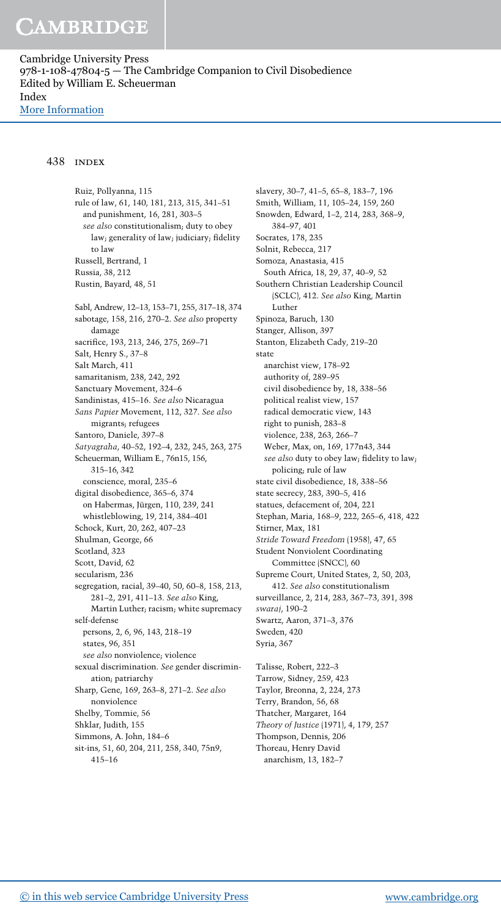Ruiz, Pollyanna, 115
rule of law, 61, 140, 181, 213, 315, 341–51
  and punishment, 16, 281, 303–5
  *see also* constitutionalism; duty to obey law; generality of law; judiciary; fidelity to law
Russell, Bertrand, 1
Russia, 38, 212
Rustin, Bayard, 48, 51

Sabl, Andrew, 12–13, 153–71, 255, 317–18, 374
sabotage, 158, 216, 270–2. *See also* property damage
sacrifice, 193, 213, 246, 275, 269–71
Salt, Henry S., 37–8
Salt March, 411
samaritanism, 238, 242, 292
Sanctuary Movement, 324–6
Sandinistas, 415–16. *See also* Nicaragua
*Sans Papier* Movement, 112, 327. *See also* migrants; refugees
Santoro, Daniele, 397–8
*Satyagraha*, 40–52, 192–4, 232, 245, 263, 275
Scheuerman, William E., 76n15, 156, 315–16, 342
  conscience, moral, 235–6
  digital disobedience, 365–6, 374
  on Habermas, Jürgen, 110, 239, 241
  whistleblowing, 19, 214, 384–401
Schock, Kurt, 20, 262, 407–23
Scotland, 323
Scott, David, 62
secularism, 236
segregation, racial, 39–40, 50, 60–8, 158, 213, 281–2, 291, 411–13. *See also* King, Martin Luther; racism; white supremacy
self-defense
  persons, 2, 6, 96, 143, 218–19
  states, 96, 351
  *see also* nonviolence; violence
sexual discrimination. *See* gender discrimination; patriarchy
Sharp, Gene, 169, 263–8, 271–2. *See also* nonviolence
Shelby, Tommie, 56
Shklar, Judith, 155
Shulman, George, 66
Simmons, A. John, 184–6
sit-ins, 51, 60, 204, 211, 258, 340, 75n9, 415–16
slavery, 30–7, 41–5, 65–8, 183–7, 196
Smith, William, 11, 105–24, 159, 260
Snowden, Edward, 1–2, 214, 283, 368–9, 384–97, 401
Socrates, 178, 235
Solnit, Rebecca, 217
Somoza, Anastasia, 415
South Africa, 18, 29, 37, 40–9, 52
Southern Christian Leadership Council (SCLC), 412. *See also* King, Martin Luther
Spinoza, Baruch, 130
Stanger, Allison, 397
Stanton, Elizabeth Cady, 219–20
state
  anarchist view, 178–92
  authority of, 289–95
  civil disobedience by, 18, 338–56
  political realist view, 157
  radical democratic view, 143
  right to punish, 283–8
  violence, 238, 263, 266–7
  Weber, Max, on, 169, 177n43, 344
  *see also* duty to obey law; fidelity to law; policing; rule of law
state civil disobedience, 18, 338–56
state secrecy, 283, 390–5, 416
statues, defacement of, 204, 221
Stephan, Maria, 168–9, 222, 265–6, 418, 422
Stirner, Max, 181
*Stride Toward Freedom* (1958), 47, 65
Student Nonviolent Coordinating Committee (SNCC), 60
Supreme Court, United States, 2, 50, 203, 412. *See also* constitutionalism
surveillance, 2, 214, 283, 367–73, 391, 398
*swaraj*, 190–2
Swartz, Aaron, 371–3, 376
Sweden, 420
Syria, 367

Talisse, Robert, 222–3
Tarrow, Sidney, 259, 423
Taylor, Breonna, 2, 224, 273
Terry, Brandon, 56, 68
Thatcher, Margaret, 164
*Theory of Justice* (1971), 4, 179, 257
Thompson, Dennis, 206
Thoreau, Henry David
  anarchism, 13, 182–7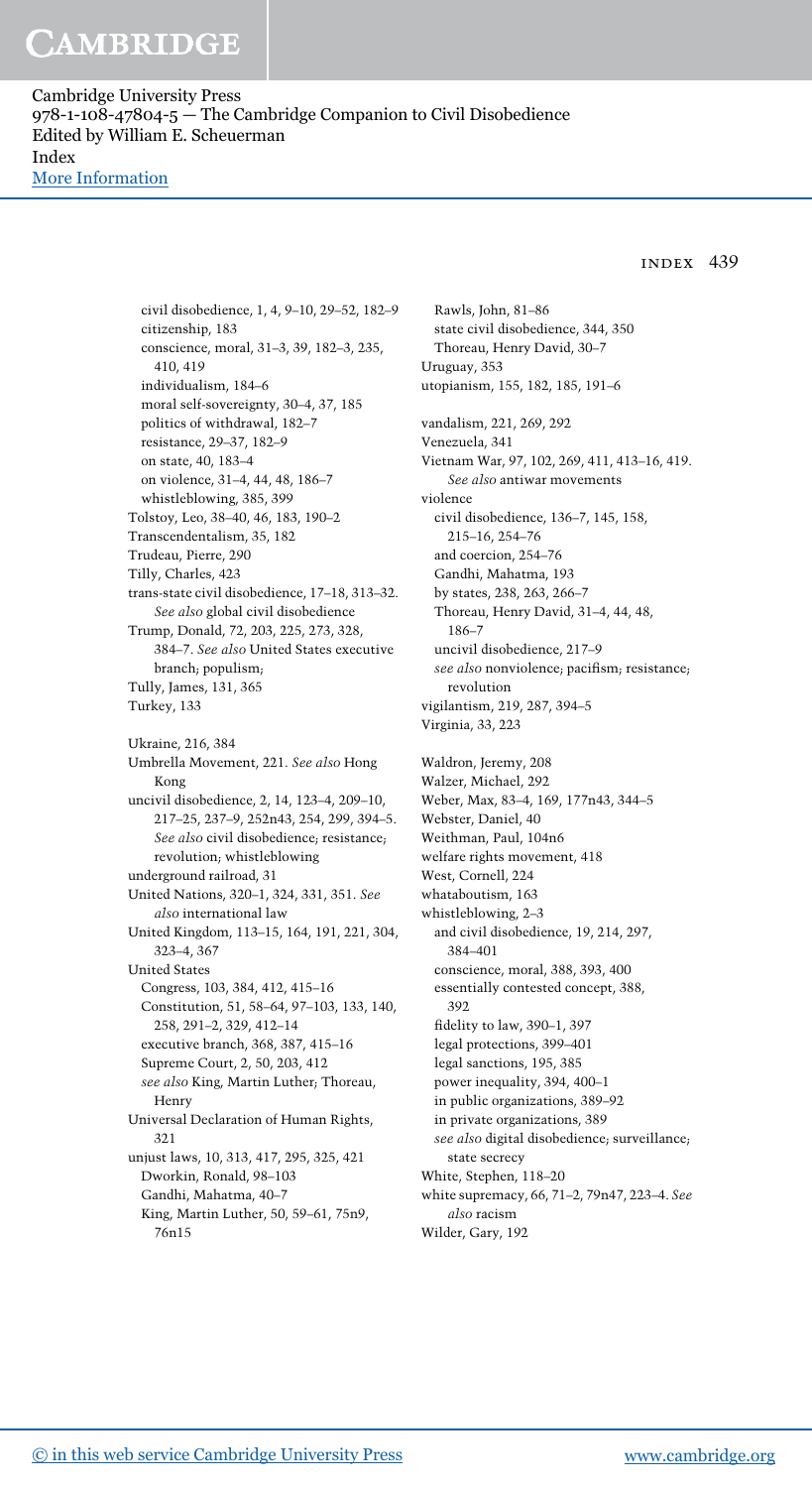civil disobedience, 1, 4, 9–10, 29–52, 182–9
  citizenship, 183
  conscience, moral, 31–3, 39, 182–3, 235, 410, 419
  individualism, 184–6
  moral self-sovereignty, 30–4, 37, 185
  politics of withdrawal, 182–7
  resistance, 29–37, 182–9
  on state, 40, 183–4
  on violence, 31–4, 44, 48, 186–7
  whistleblowing, 385, 399
Tolstoy, Leo, 38–40, 46, 183, 190–2
Transcendentalism, 35, 182
Trudeau, Pierre, 290
Tilly, Charles, 423
trans-state civil disobedience, 17–18, 313–32. *See also* global civil disobedience
Trump, Donald, 72, 203, 225, 273, 328, 384–7. *See also* United States executive branch; populism;
Tully, James, 131, 365
Turkey, 133

Ukraine, 216, 384
Umbrella Movement, 221. *See also* Hong Kong
uncivil disobedience, 2, 14, 123–4, 209–10, 217–25, 237–9, 252n43, 254, 299, 394–5. *See also* civil disobedience; resistance; revolution; whistleblowing
underground railroad, 31
United Nations, 320–1, 324, 331, 351. *See also* international law
United Kingdom, 113–15, 164, 191, 221, 304, 323–4, 367
United States
  Congress, 103, 384, 412, 415–16
  Constitution, 51, 58–64, 97–103, 133, 140, 258, 291–2, 329, 412–14
  executive branch, 368, 387, 415–16
  Supreme Court, 2, 50, 203, 412
  *see also* King, Martin Luther; Thoreau, Henry
Universal Declaration of Human Rights, 321
unjust laws, 10, 313, 417, 295, 325, 421
  Dworkin, Ronald, 98–103
  Gandhi, Mahatma, 40–7
  King, Martin Luther, 50, 59–61, 75n9, 76n15
  Rawls, John, 81–86
  state civil disobedience, 344, 350
  Thoreau, Henry David, 30–7
Uruguay, 353
utopianism, 155, 182, 185, 191–6

vandalism, 221, 269, 292
Venezuela, 341
Vietnam War, 97, 102, 269, 411, 413–16, 419. *See also* antiwar movements
violence
  civil disobedience, 136–7, 145, 158, 215–16, 254–76
  and coercion, 254–76
  Gandhi, Mahatma, 193
  by states, 238, 263, 266–7
  Thoreau, Henry David, 31–4, 44, 48, 186–7
  uncivil disobedience, 217–9
  *see also* nonviolence; pacifism; resistance; revolution
vigilantism, 219, 287, 394–5
Virginia, 33, 223

Waldron, Jeremy, 208
Walzer, Michael, 292
Weber, Max, 83–4, 169, 177n43, 344–5
Webster, Daniel, 40
Weithman, Paul, 104n6
welfare rights movement, 418
West, Cornell, 224
whataboutism, 163
whistleblowing, 2–3
  and civil disobedience, 19, 214, 297, 384–401
  conscience, moral, 388, 393, 400
  essentially contested concept, 388, 392
  fidelity to law, 390–1, 397
  legal protections, 399–401
  legal sanctions, 195, 385
  power inequality, 394, 400–1
  in public organizations, 389–92
  in private organizations, 389
  *see also* digital disobedience; surveillance; state secrecy
White, Stephen, 118–20
white supremacy, 66, 71–2, 79n47, 223–4. *See also* racism
Wilder, Gary, 192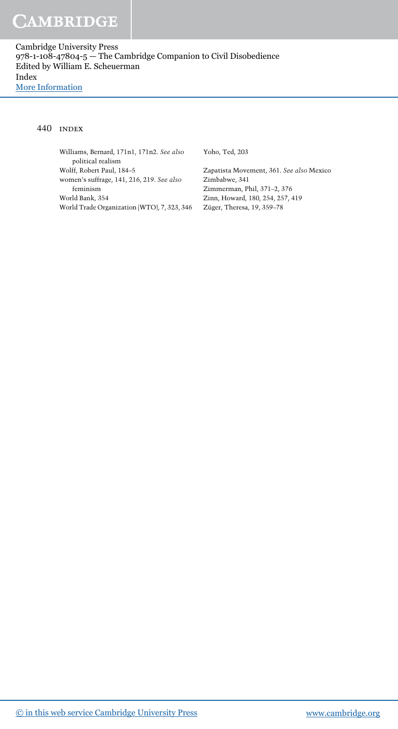Williams, Bernard, 171n1, 171n2. *See also* political realism

Wolff, Robert Paul, 184–5

women's suffrage, 141, 216, 219. *See also* feminism

World Bank, 354

World Trade Organization (WTO), 7, 323, 346

Yoho, Ted, 203

Zapatista Movement, 361. *See also* Mexico

Zimbabwe, 341

Zimmerman, Phil, 371–2, 376

Zinn, Howard, 180, 254, 257, 419

Züger, Theresa, 19, 359–78